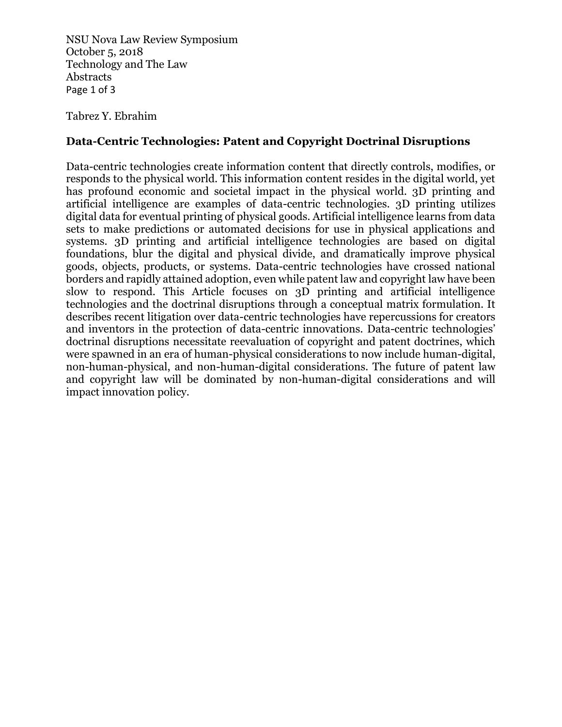NSU Nova Law Review Symposium
October 5, 2018
Technology and The Law
Abstracts

Tabrez Y. Ebrahim

## Data-Centric Technologies: Patent and Copyright Doctrinal Disruptions

Data-centric technologies create information content that directly controls, modifies, or responds to the physical world. This information content resides in the digital world, yet has profound economic and societal impact in the physical world. 3D printing and artificial intelligence are examples of data-centric technologies. 3D printing utilizes digital data for eventual printing of physical goods. Artificial intelligence learns from data sets to make predictions or automated decisions for use in physical applications and systems. 3D printing and artificial intelligence technologies are based on digital foundations, blur the digital and physical divide, and dramatically improve physical goods, objects, products, or systems. Data-centric technologies have crossed national borders and rapidly attained adoption, even while patent law and copyright law have been slow to respond. This Article focuses on 3D printing and artificial intelligence technologies and the doctrinal disruptions through a conceptual matrix formulation. It describes recent litigation over data-centric technologies have repercussions for creators and inventors in the protection of data-centric innovations. Data-centric technologies' doctrinal disruptions necessitate reevaluation of copyright and patent doctrines, which were spawned in an era of human-physical considerations to now include human-digital, non-human-physical, and non-human-digital considerations. The future of patent law and copyright law will be dominated by non-human-digital considerations and will impact innovation policy.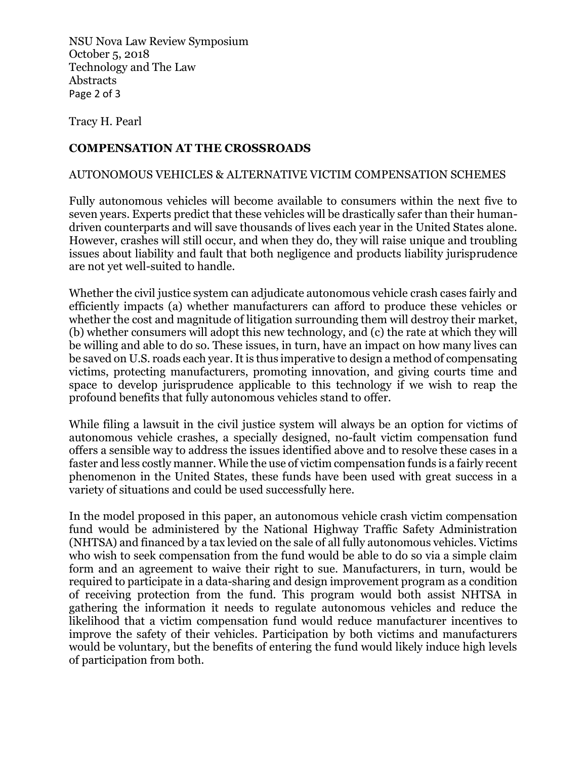Tracy H. Pearl

## COMPENSATION AT THE CROSSROADS

AUTONOMOUS VEHICLES & ALTERNATIVE VICTIM COMPENSATION SCHEMES

Fully autonomous vehicles will become available to consumers within the next five to seven years. Experts predict that these vehicles will be drastically safer than their human-driven counterparts and will save thousands of lives each year in the United States alone. However, crashes will still occur, and when they do, they will raise unique and troubling issues about liability and fault that both negligence and products liability jurisprudence are not yet well-suited to handle.

Whether the civil justice system can adjudicate autonomous vehicle crash cases fairly and efficiently impacts (a) whether manufacturers can afford to produce these vehicles or whether the cost and magnitude of litigation surrounding them will destroy their market, (b) whether consumers will adopt this new technology, and (c) the rate at which they will be willing and able to do so. These issues, in turn, have an impact on how many lives can be saved on U.S. roads each year. It is thus imperative to design a method of compensating victims, protecting manufacturers, promoting innovation, and giving courts time and space to develop jurisprudence applicable to this technology if we wish to reap the profound benefits that fully autonomous vehicles stand to offer.

While filing a lawsuit in the civil justice system will always be an option for victims of autonomous vehicle crashes, a specially designed, no-fault victim compensation fund offers a sensible way to address the issues identified above and to resolve these cases in a faster and less costly manner. While the use of victim compensation funds is a fairly recent phenomenon in the United States, these funds have been used with great success in a variety of situations and could be used successfully here.

In the model proposed in this paper, an autonomous vehicle crash victim compensation fund would be administered by the National Highway Traffic Safety Administration (NHTSA) and financed by a tax levied on the sale of all fully autonomous vehicles. Victims who wish to seek compensation from the fund would be able to do so via a simple claim form and an agreement to waive their right to sue. Manufacturers, in turn, would be required to participate in a data-sharing and design improvement program as a condition of receiving protection from the fund. This program would both assist NHTSA in gathering the information it needs to regulate autonomous vehicles and reduce the likelihood that a victim compensation fund would reduce manufacturer incentives to improve the safety of their vehicles. Participation by both victims and manufacturers would be voluntary, but the benefits of entering the fund would likely induce high levels of participation from both.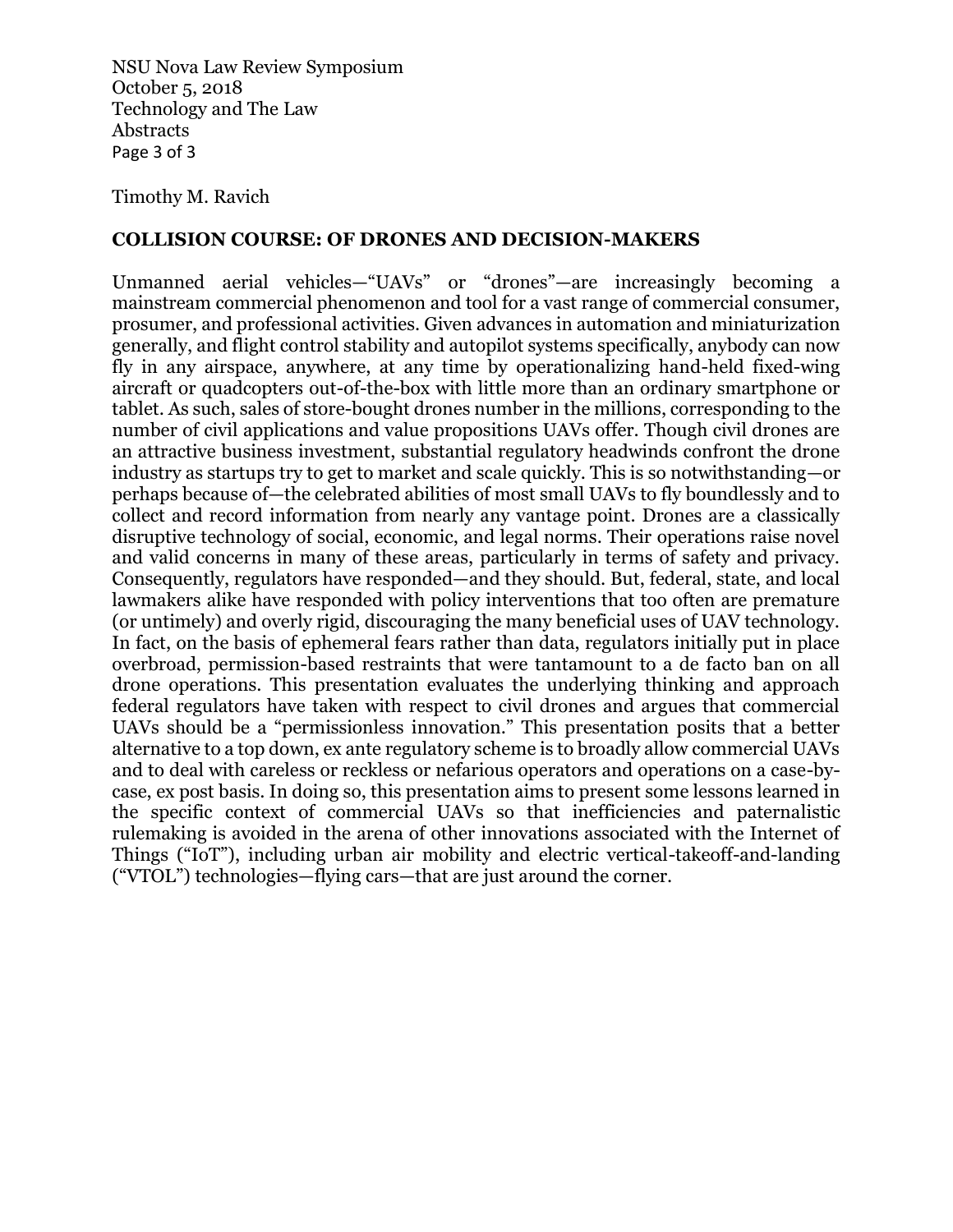Timothy M. Ravich

## COLLISION COURSE: OF DRONES AND DECISION-MAKERS

Unmanned aerial vehicles—"UAVs" or "drones"—are increasingly becoming a mainstream commercial phenomenon and tool for a vast range of commercial consumer, prosumer, and professional activities. Given advances in automation and miniaturization generally, and flight control stability and autopilot systems specifically, anybody can now fly in any airspace, anywhere, at any time by operationalizing hand-held fixed-wing aircraft or quadcopters out-of-the-box with little more than an ordinary smartphone or tablet. As such, sales of store-bought drones number in the millions, corresponding to the number of civil applications and value propositions UAVs offer. Though civil drones are an attractive business investment, substantial regulatory headwinds confront the drone industry as startups try to get to market and scale quickly. This is so notwithstanding—or perhaps because of—the celebrated abilities of most small UAVs to fly boundlessly and to collect and record information from nearly any vantage point. Drones are a classically disruptive technology of social, economic, and legal norms. Their operations raise novel and valid concerns in many of these areas, particularly in terms of safety and privacy. Consequently, regulators have responded—and they should. But, federal, state, and local lawmakers alike have responded with policy interventions that too often are premature (or untimely) and overly rigid, discouraging the many beneficial uses of UAV technology. In fact, on the basis of ephemeral fears rather than data, regulators initially put in place overbroad, permission-based restraints that were tantamount to a de facto ban on all drone operations. This presentation evaluates the underlying thinking and approach federal regulators have taken with respect to civil drones and argues that commercial UAVs should be a "permissionless innovation." This presentation posits that a better alternative to a top down, ex ante regulatory scheme is to broadly allow commercial UAVs and to deal with careless or reckless or nefarious operators and operations on a case-by-case, ex post basis. In doing so, this presentation aims to present some lessons learned in the specific context of commercial UAVs so that inefficiencies and paternalistic rulemaking is avoided in the arena of other innovations associated with the Internet of Things ("IoT"), including urban air mobility and electric vertical-takeoff-and-landing ("VTOL") technologies—flying cars—that are just around the corner.